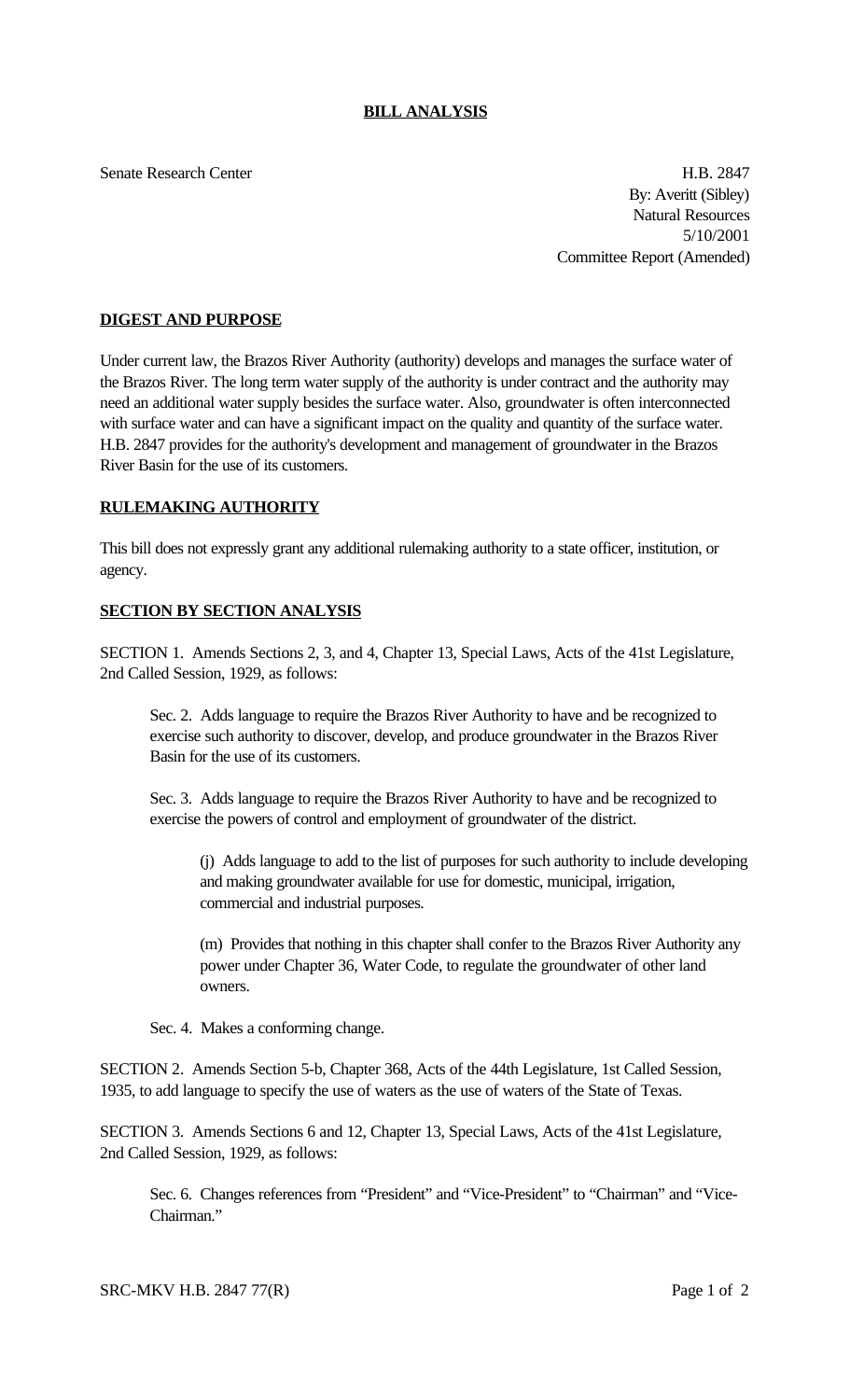**BILL ANALYSIS**

Senate Research Center

H.B. 2847
By: Averitt (Sibley)
Natural Resources
5/10/2001
Committee Report (Amended)

**DIGEST AND PURPOSE**

Under current law, the Brazos River Authority (authority) develops and manages the surface water of the Brazos River. The long term water supply of the authority is under contract and the authority may need an additional water supply besides the surface water. Also, groundwater is often interconnected with surface water and can have a significant impact on the quality and quantity of the surface water. H.B. 2847 provides for the authority's development and management of groundwater in the Brazos River Basin for the use of its customers.

**RULEMAKING AUTHORITY**

This bill does not expressly grant any additional rulemaking authority to a state officer, institution, or agency.

**SECTION BY SECTION ANALYSIS**

SECTION 1. Amends Sections 2, 3, and 4, Chapter 13, Special Laws, Acts of the 41st Legislature, 2nd Called Session, 1929, as follows:

Sec. 2. Adds language to require the Brazos River Authority to have and be recognized to exercise such authority to discover, develop, and produce groundwater in the Brazos River Basin for the use of its customers.

Sec. 3. Adds language to require the Brazos River Authority to have and be recognized to exercise the powers of control and employment of groundwater of the district.

(j) Adds language to add to the list of purposes for such authority to include developing and making groundwater available for use for domestic, municipal, irrigation, commercial and industrial purposes.

(m) Provides that nothing in this chapter shall confer to the Brazos River Authority any power under Chapter 36, Water Code, to regulate the groundwater of other land owners.

Sec. 4. Makes a conforming change.

SECTION 2. Amends Section 5-b, Chapter 368, Acts of the 44th Legislature, 1st Called Session, 1935, to add language to specify the use of waters as the use of waters of the State of Texas.

SECTION 3. Amends Sections 6 and 12, Chapter 13, Special Laws, Acts of the 41st Legislature, 2nd Called Session, 1929, as follows:

Sec. 6. Changes references from "President" and "Vice-President" to "Chairman" and "Vice-Chairman."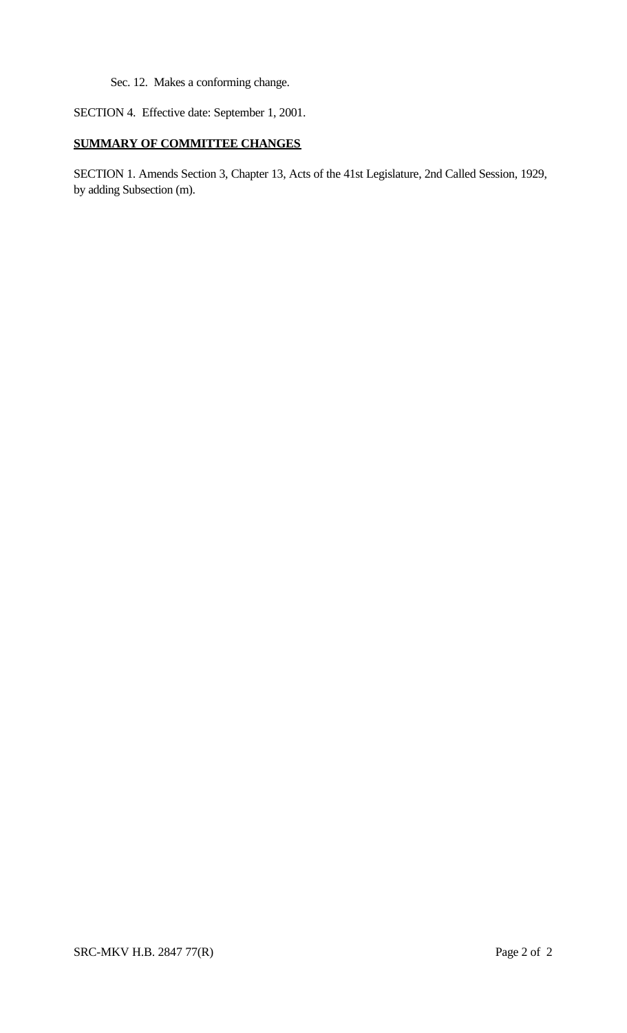Sec. 12. Makes a conforming change.

SECTION 4. Effective date: September 1, 2001.

**SUMMARY OF COMMITTEE CHANGES**

SECTION 1. Amends Section 3, Chapter 13, Acts of the 41st Legislature, 2nd Called Session, 1929, by adding Subsection (m).